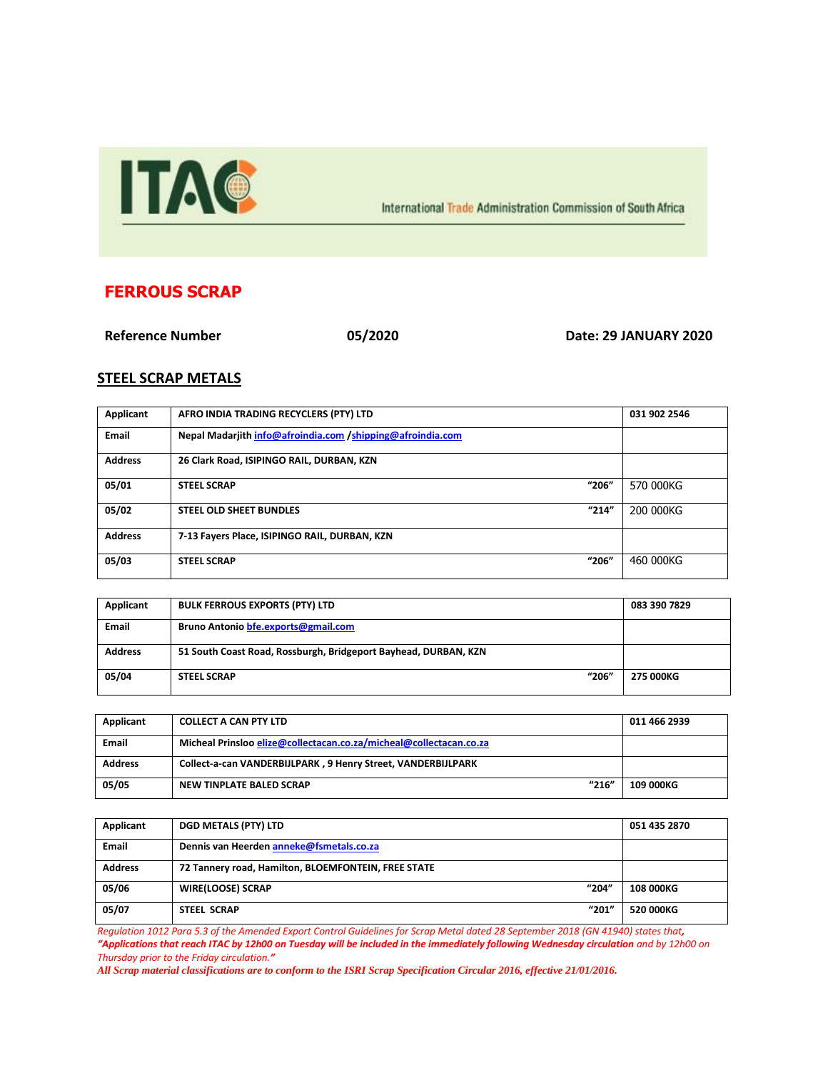ITAC

International Trade Administration Commission of South Africa

# FERROUS SCRAP

**Reference Number** **05/2020** **Date: 29 JANUARY 2020**

## STEEL SCRAP METALS

| | | | |
|---|---|---|---|
| **Applicant** | **AFRO INDIA TRADING RECYCLERS (PTY) LTD** | | **031 902 2546** |
| **Email** | **Nepal Madarjith info@afroindia.com /shipping@afroindia.com** | | |
| **Address** | **26 Clark Road, ISIPINGO RAIL, DURBAN, KZN** | | |
| **05/01** | **STEEL SCRAP** | **"206"** | 570 000KG |
| **05/02** | **STEEL OLD SHEET BUNDLES** | **"214"** | 200 000KG |
| **Address** | **7-13 Fayers Place, ISIPINGO RAIL, DURBAN, KZN** | | |
| **05/03** | **STEEL SCRAP** | **"206"** | 460 000KG |

| | | | |
|---|---|---|---|
| **Applicant** | **BULK FERROUS EXPORTS (PTY) LTD** | | **083 390 7829** |
| **Email** | **Bruno Antonio bfe.exports@gmail.com** | | |
| **Address** | **51 South Coast Road, Rossburgh, Bridgeport Bayhead, DURBAN, KZN** | | |
| **05/04** | **STEEL SCRAP** | **"206"** | **275 000KG** |

| | | | |
|---|---|---|---|
| **Applicant** | **COLLECT A CAN PTY LTD** | | **011 466 2939** |
| **Email** | **Micheal Prinsloo elize@collectacan.co.za/micheal@collectacan.co.za** | | |
| **Address** | **Collect-a-can VANDERBIJLPARK , 9 Henry Street, VANDERBIJLPARK** | | |
| **05/05** | **NEW TINPLATE BALED SCRAP** | **"216"** | **109 000KG** |

| | | | |
|---|---|---|---|
| **Applicant** | **DGD METALS (PTY) LTD** | | **051 435 2870** |
| **Email** | **Dennis van Heerden anneke@fsmetals.co.za** | | |
| **Address** | **72 Tannery road, Hamilton, BLOEMFONTEIN, FREE STATE** | | |
| **05/06** | **WIRE(LOOSE) SCRAP** | **"204"** | **108 000KG** |
| **05/07** | **STEEL SCRAP** | **"201"** | **520 000KG** |

*Regulation 1012 Para 5.3 of the Amended Export Control Guidelines for Scrap Metal dated 28 September 2018 (GN 41940) states that, **"Applications that reach ITAC by 12h00 on Tuesday will be included in the immediately following Wednesday circulation** and by 12h00 on Thursday prior to the Friday circulation."*

***All Scrap material classifications are to conform to the ISRI Scrap Specification Circular 2016, effective 21/01/2016.***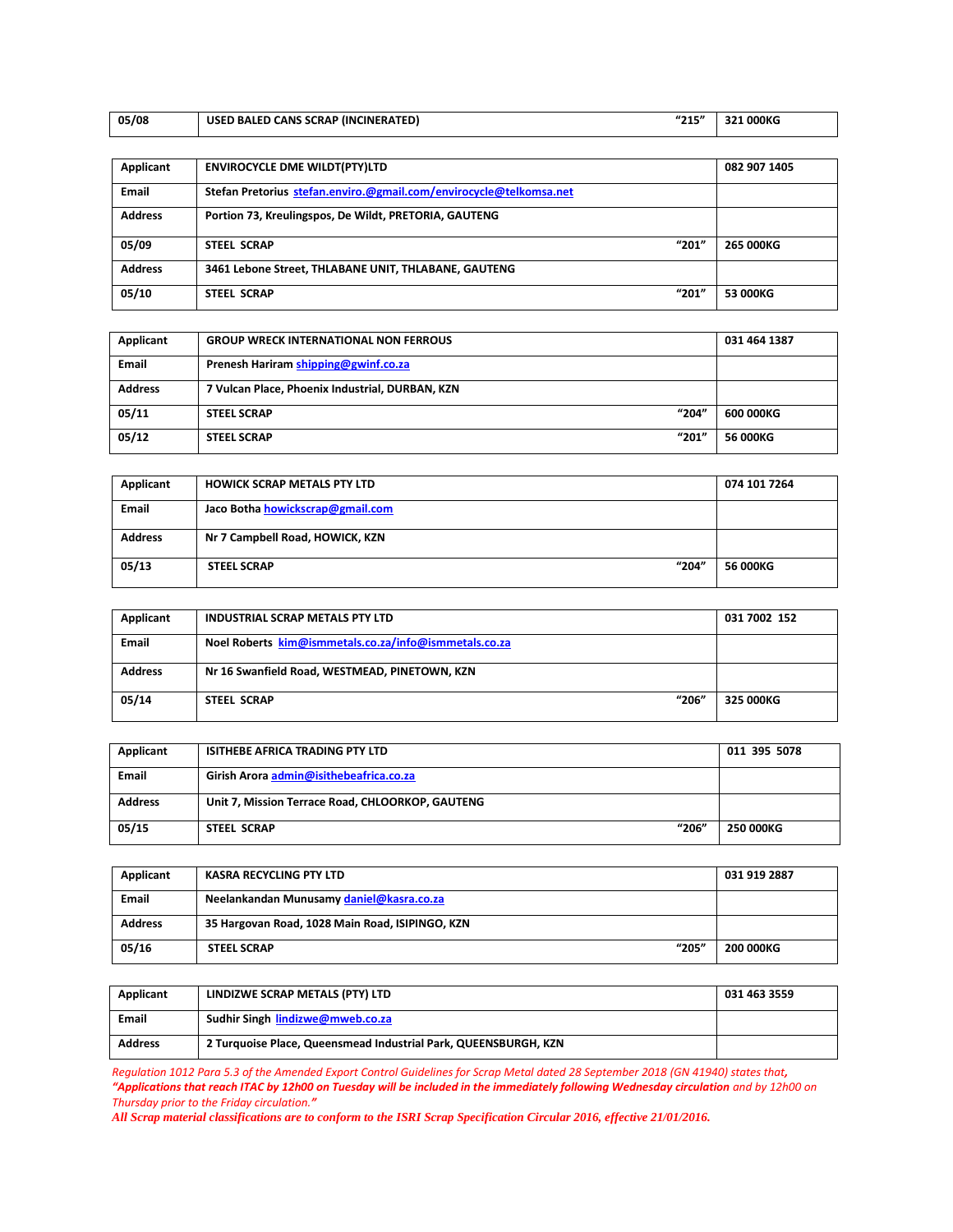| 05/08 | USED BALED CANS SCRAP (INCINERATED) | "215" | 321 000KG |
|---|---|---|---|

| Applicant | ENVIROCYCLE DME WILDT(PTY)LTD | | 082 907 1405 |
|---|---|---|---|
| Email | Stefan Pretorius stefan.enviro.@gmail.com/envirocycle@telkomsa.net | | |
| Address | Portion 73, Kreulingspos, De Wildt, PRETORIA, GAUTENG | | |
| 05/09 | STEEL SCRAP | "201" | 265 000KG |
| Address | 3461 Lebone Street, THLABANE UNIT, THLABANE, GAUTENG | | |
| 05/10 | STEEL SCRAP | "201" | 53 000KG |

| Applicant | GROUP WRECK INTERNATIONAL NON FERROUS | | 031 464 1387 |
|---|---|---|---|
| Email | Prenesh Hariram shipping@gwinf.co.za | | |
| Address | 7 Vulcan Place, Phoenix Industrial, DURBAN, KZN | | |
| 05/11 | STEEL SCRAP | "204" | 600 000KG |
| 05/12 | STEEL SCRAP | "201" | 56 000KG |

| Applicant | HOWICK SCRAP METALS PTY LTD | | 074 101 7264 |
|---|---|---|---|
| Email | Jaco Botha howickscrap@gmail.com | | |
| Address | Nr 7 Campbell Road, HOWICK, KZN | | |
| 05/13 | STEEL SCRAP | "204" | 56 000KG |

| Applicant | INDUSTRIAL SCRAP METALS PTY LTD | | 031 7002 152 |
|---|---|---|---|
| Email | Noel Roberts kim@ismmetals.co.za/info@ismmetals.co.za | | |
| Address | Nr 16 Swanfield Road, WESTMEAD, PINETOWN, KZN | | |
| 05/14 | STEEL SCRAP | "206" | 325 000KG |

| Applicant | ISITHEBE AFRICA TRADING PTY LTD | | 011 395 5078 |
|---|---|---|---|
| Email | Girish Arora admin@isithebeafrica.co.za | | |
| Address | Unit 7, Mission Terrace Road, CHLOORKOP, GAUTENG | | |
| 05/15 | STEEL SCRAP | "206" | 250 000KG |

| Applicant | KASRA RECYCLING PTY LTD | | 031 919 2887 |
|---|---|---|---|
| Email | Neelankandan Munusamy daniel@kasra.co.za | | |
| Address | 35 Hargovan Road, 1028 Main Road, ISIPINGO, KZN | | |
| 05/16 | STEEL SCRAP | "205" | 200 000KG |

| Applicant | LINDIZWE SCRAP METALS (PTY) LTD | | 031 463 3559 |
|---|---|---|---|
| Email | Sudhir Singh lindizwe@mweb.co.za | | |
| Address | 2 Turquoise Place, Queensmead Industrial Park, QUEENSBURGH, KZN | | |

*Regulation 1012 Para 5.3 of the Amended Export Control Guidelines for Scrap Metal dated 28 September 2018 (GN 41940) states that,* ***"Applications that reach ITAC by 12h00 on Tuesday will be included in the immediately following Wednesday circulation*** *and by 12h00 on Thursday prior to the Friday circulation."*

***All Scrap material classifications are to conform to the ISRI Scrap Specification Circular 2016, effective 21/01/2016.***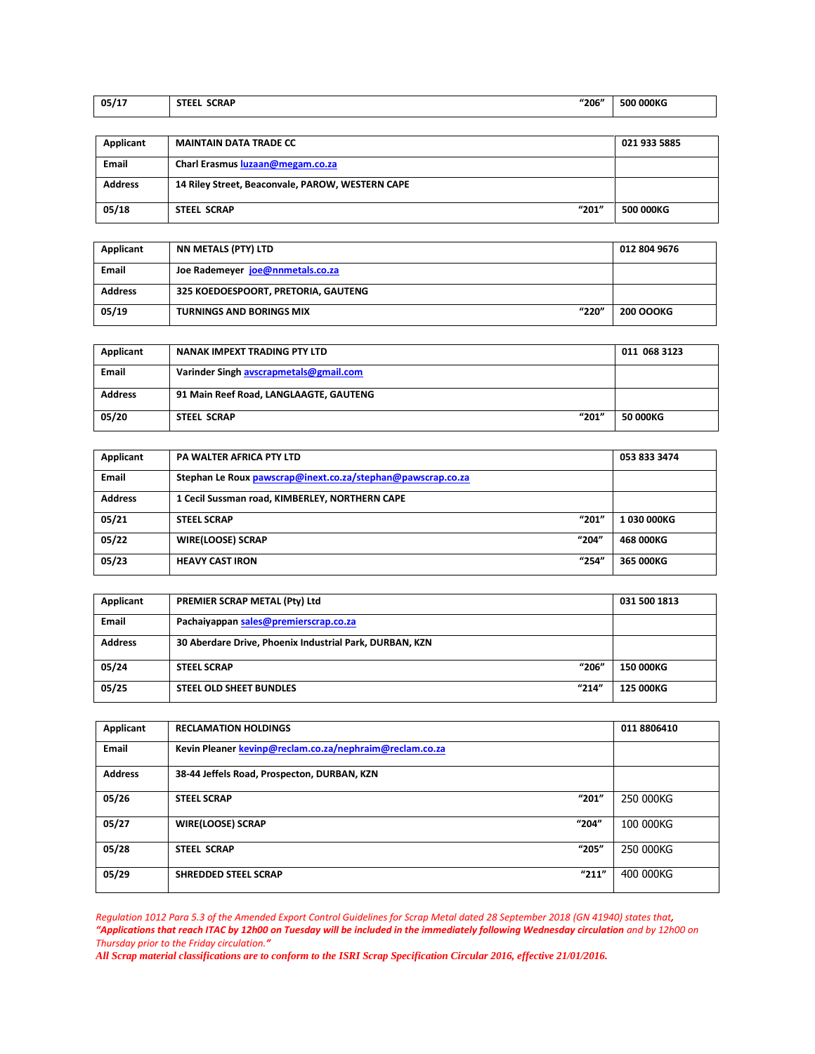| 05/17 | STEEL SCRAP | "206" | 500 000KG |
|---|---|---|---|

| Applicant | MAINTAIN DATA TRADE CC | | 021 933 5885 |
|---|---|---|---|
| Email | Charl Erasmus luzaan@megam.co.za | | |
| Address | 14 Riley Street, Beaconvale, PAROW, WESTERN CAPE | | |
| 05/18 | STEEL SCRAP | "201" | 500 000KG |

| Applicant | NN METALS (PTY) LTD | | 012 804 9676 |
|---|---|---|---|
| Email | Joe Rademeyer joe@nnmetals.co.za | | |
| Address | 325 KOEDOESPOORT, PRETORIA, GAUTENG | | |
| 05/19 | TURNINGS AND BORINGS MIX | "220" | 200 OOOKG |

| Applicant | NANAK IMPEXT TRADING PTY LTD | | 011 068 3123 |
|---|---|---|---|
| Email | Varinder Singh avscrapmetals@gmail.com | | |
| Address | 91 Main Reef Road, LANGLAAGTE, GAUTENG | | |
| 05/20 | STEEL SCRAP | "201" | 50 000KG |

| Applicant | PA WALTER AFRICA PTY LTD | | 053 833 3474 |
|---|---|---|---|
| Email | Stephan Le Roux pawscrap@inext.co.za/stephan@pawscrap.co.za | | |
| Address | 1 Cecil Sussman road, KIMBERLEY, NORTHERN CAPE | | |
| 05/21 | STEEL SCRAP | "201" | 1 030 000KG |
| 05/22 | WIRE(LOOSE) SCRAP | "204" | 468 000KG |
| 05/23 | HEAVY CAST IRON | "254" | 365 000KG |

| Applicant | PREMIER SCRAP METAL (Pty) Ltd | | 031 500 1813 |
|---|---|---|---|
| Email | Pachaiyappan sales@premierscrap.co.za | | |
| Address | 30 Aberdare Drive, Phoenix Industrial Park, DURBAN, KZN | | |
| 05/24 | STEEL SCRAP | "206" | 150 000KG |
| 05/25 | STEEL OLD SHEET BUNDLES | "214" | 125 000KG |

| Applicant | RECLAMATION HOLDINGS | | 011 8806410 |
|---|---|---|---|
| Email | Kevin Pleaner kevinp@reclam.co.za/nephraim@reclam.co.za | | |
| Address | 38-44 Jeffels Road, Prospecton, DURBAN, KZN | | |
| 05/26 | STEEL SCRAP | "201" | 250 000KG |
| 05/27 | WIRE(LOOSE) SCRAP | "204" | 100 000KG |
| 05/28 | STEEL SCRAP | "205" | 250 000KG |
| 05/29 | SHREDDED STEEL SCRAP | "211" | 400 000KG |

*Regulation 1012 Para 5.3 of the Amended Export Control Guidelines for Scrap Metal dated 28 September 2018 (GN 41940) states that,* ***"Applications that reach ITAC by 12h00 on Tuesday will be included in the immediately following Wednesday circulation*** *and by 12h00 on Thursday prior to the Friday circulation."*

***All Scrap material classifications are to conform to the ISRI Scrap Specification Circular 2016, effective 21/01/2016.***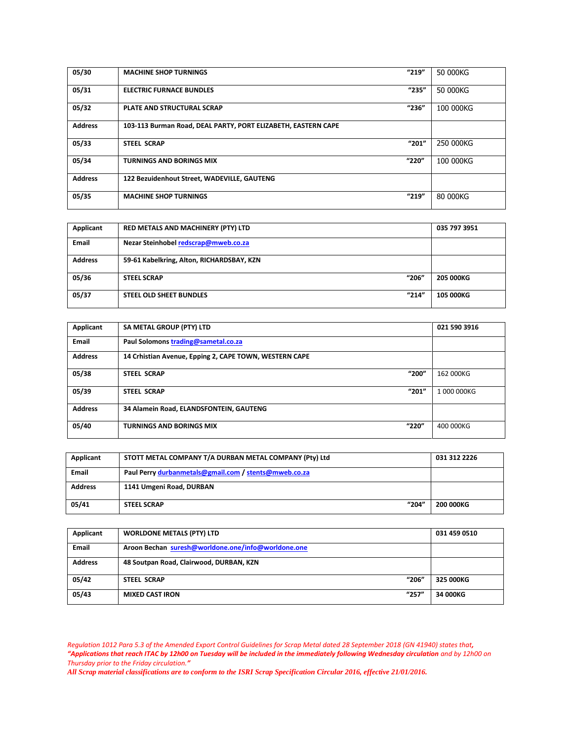| | | | |
|---|---|---|---|
| **05/30** | **MACHINE SHOP TURNINGS** | **"219"** | 50 000KG |
| **05/31** | **ELECTRIC FURNACE BUNDLES** | **"235"** | 50 000KG |
| **05/32** | **PLATE AND STRUCTURAL SCRAP** | **"236"** | 100 000KG |
| **Address** | **103-113 Burman Road, DEAL PARTY, PORT ELIZABETH, EASTERN CAPE** | | |
| **05/33** | **STEEL SCRAP** | **"201"** | 250 000KG |
| **05/34** | **TURNINGS AND BORINGS MIX** | **"220"** | 100 000KG |
| **Address** | **122 Bezuidenhout Street, WADEVILLE, GAUTENG** | | |
| **05/35** | **MACHINE SHOP TURNINGS** | **"219"** | 80 000KG |

| | | | |
|---|---|---|---|
| **Applicant** | **RED METALS AND MACHINERY (PTY) LTD** | | **035 797 3951** |
| **Email** | **Nezar Steinhobel redscrap@mweb.co.za** | | |
| **Address** | **59-61 Kabelkring, Alton, RICHARDSBAY, KZN** | | |
| **05/36** | **STEEL SCRAP** | **"206"** | **205 000KG** |
| **05/37** | **STEEL OLD SHEET BUNDLES** | **"214"** | **105 000KG** |

| | | | |
|---|---|---|---|
| **Applicant** | **SA METAL GROUP (PTY) LTD** | | **021 590 3916** |
| **Email** | **Paul Solomons trading@sametal.co.za** | | |
| **Address** | **14 Crhistian Avenue, Epping 2, CAPE TOWN, WESTERN CAPE** | | |
| **05/38** | **STEEL SCRAP** | **"200"** | 162 000KG |
| **05/39** | **STEEL SCRAP** | **"201"** | 1 000 000KG |
| **Address** | **34 Alamein Road, ELANDSFONTEIN, GAUTENG** | | |
| **05/40** | **TURNINGS AND BORINGS MIX** | **"220"** | 400 000KG |

| | | | |
|---|---|---|---|
| **Applicant** | **STOTT METAL COMPANY T/A DURBAN METAL COMPANY (Pty) Ltd** | | **031 312 2226** |
| **Email** | **Paul Perry durbanmetals@gmail.com / stents@mweb.co.za** | | |
| **Address** | **1141 Umgeni Road, DURBAN** | | |
| **05/41** | **STEEL SCRAP** | **"204"** | **200 000KG** |

| | | | |
|---|---|---|---|
| **Applicant** | **WORLDONE METALS (PTY) LTD** | | **031 459 0510** |
| **Email** | **Aroon Bechan suresh@worldone.one/info@worldone.one** | | |
| **Address** | **48 Soutpan Road, Clairwood, DURBAN, KZN** | | |
| **05/42** | **STEEL SCRAP** | **"206"** | **325 000KG** |
| **05/43** | **MIXED CAST IRON** | **"257"** | **34 000KG** |

*Regulation 1012 Para 5.3 of the Amended Export Control Guidelines for Scrap Metal dated 28 September 2018 (GN 41940) states that, **"Applications that reach ITAC by 12h00 on Tuesday will be included in the immediately following Wednesday circulation** and by 12h00 on Thursday prior to the Friday circulation."*

***All Scrap material classifications are to conform to the ISRI Scrap Specification Circular 2016, effective 21/01/2016.***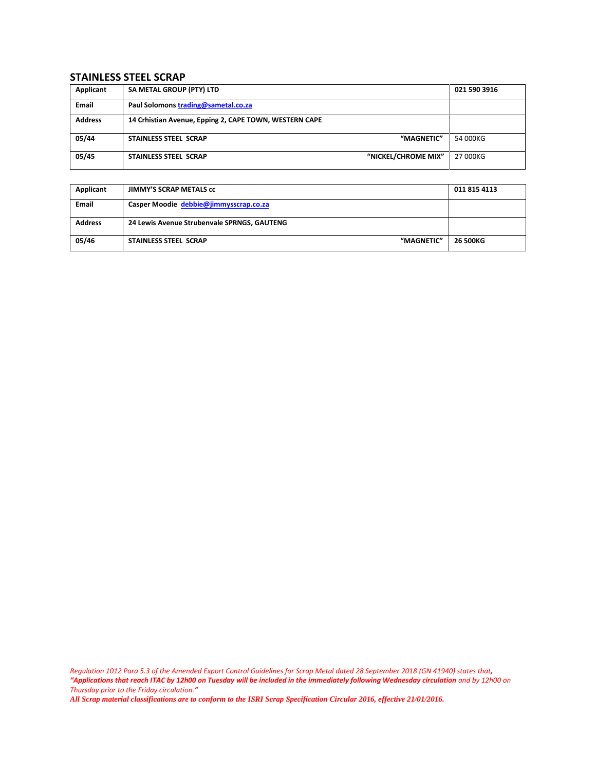## STAINLESS STEEL SCRAP

| | | | |
|---|---|---|---|
| **Applicant** | **SA METAL GROUP (PTY) LTD** | | **021 590 3916** |
| **Email** | **Paul Solomons trading@sametal.co.za** | | |
| **Address** | **14 Crhistian Avenue, Epping 2, CAPE TOWN, WESTERN CAPE** | | |
| **05/44** | **STAINLESS STEEL SCRAP** | **"MAGNETIC"** | 54 000KG |
| **05/45** | **STAINLESS STEEL SCRAP** | **"NICKEL/CHROME MIX"** | 27 000KG |

| | | | |
|---|---|---|---|
| **Applicant** | **JIMMY'S SCRAP METALS cc** | | **011 815 4113** |
| **Email** | **Casper Moodie debbie@jimmysscrap.co.za** | | |
| **Address** | **24 Lewis Avenue Strubenvale SPRNGS, GAUTENG** | | |
| **05/46** | **STAINLESS STEEL SCRAP** | **"MAGNETIC"** | **26 500KG** |

*Regulation 1012 Para 5.3 of the Amended Export Control Guidelines for Scrap Metal dated 28 September 2018 (GN 41940) states that, **"Applications that reach ITAC by 12h00 on Tuesday will be included in the immediately following Wednesday circulation** and by 12h00 on Thursday prior to the Friday circulation."*

***All Scrap material classifications are to conform to the ISRI Scrap Specification Circular 2016, effective 21/01/2016.***